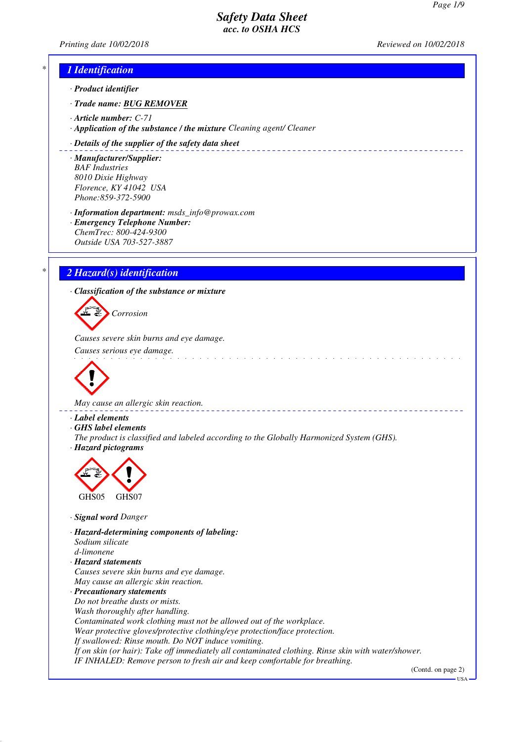# Safety Data Sheet
## acc. to OSHA HCS

Printing date 10/02/2018 Reviewed on 10/02/2018

## 1 Identification

· **Product identifier**

· **Trade name:** **BUG REMOVER**

· **Article number:** C-71

· **Application of the substance / the mixture** Cleaning agent/ Cleaner

· **Details of the supplier of the safety data sheet**

· **Manufacturer/Supplier:**
BAF Industries
8010 Dixie Highway
Florence, KY 41042 USA
Phone:859-372-5900

· **Information department:** msds_info@prowax.com

· **Emergency Telephone Number:**
ChemTrec: 800-424-9300
Outside USA 703-527-3887

## 2 Hazard(s) identification

· **Classification of the substance or mixture**

Corrosion

Causes severe skin burns and eye damage.

Causes serious eye damage.

May cause an allergic skin reaction.

· **Label elements**

· **GHS label elements**
The product is classified and labeled according to the Globally Harmonized System (GHS).

· **Hazard pictograms**

GHS05 GHS07

· **Signal word** Danger

· **Hazard-determining components of labeling:**
Sodium silicate
d-limonene

· **Hazard statements**
Causes severe skin burns and eye damage.
May cause an allergic skin reaction.

· **Precautionary statements**
Do not breathe dusts or mists.
Wash thoroughly after handling.
Contaminated work clothing must not be allowed out of the workplace.
Wear protective gloves/protective clothing/eye protection/face protection.
If swallowed: Rinse mouth. Do NOT induce vomiting.
If on skin (or hair): Take off immediately all contaminated clothing. Rinse skin with water/shower.
IF INHALED: Remove person to fresh air and keep comfortable for breathing.

(Contd. on page 2)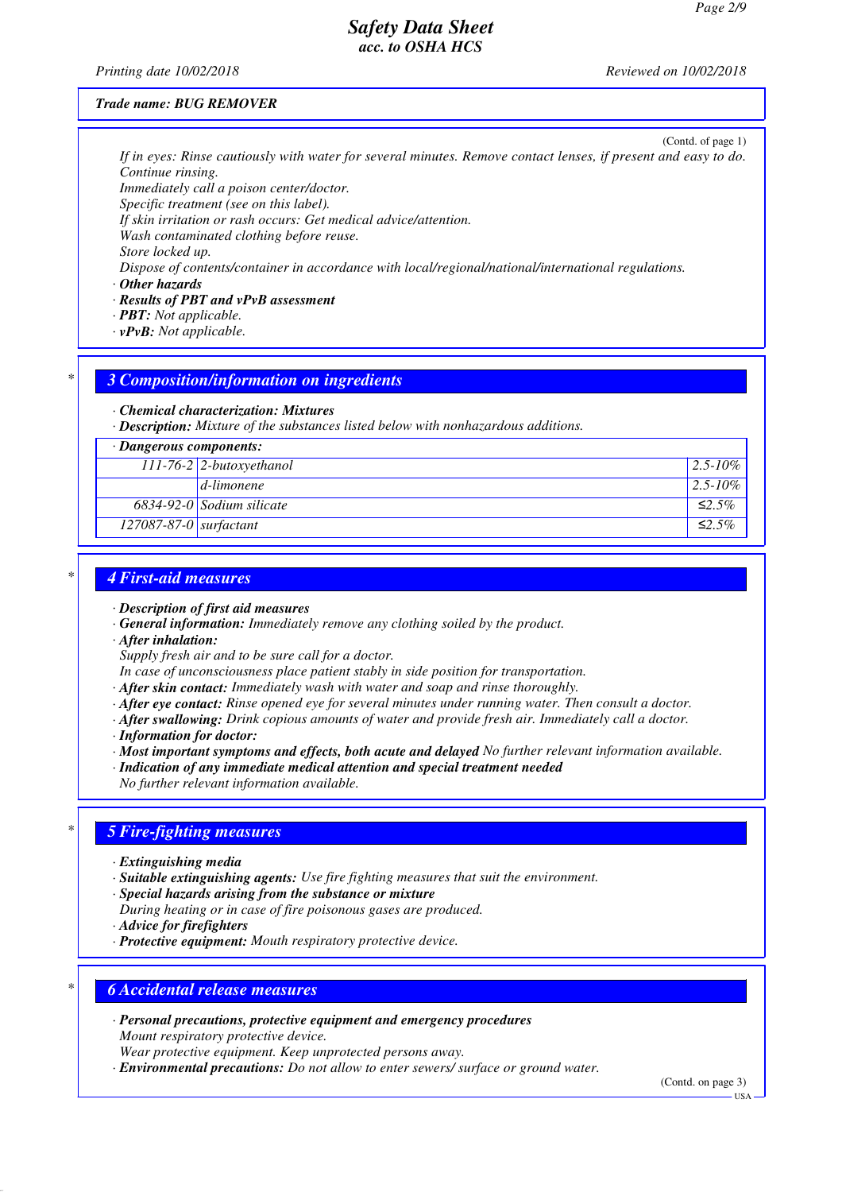Trade name: BUG REMOVER

(Contd. of page 1)

*If in eyes: Rinse cautiously with water for several minutes. Remove contact lenses, if present and easy to do. Continue rinsing.*
*Immediately call a poison center/doctor.*
*Specific treatment (see on this label).*
*If skin irritation or rash occurs: Get medical advice/attention.*
*Wash contaminated clothing before reuse.*
*Store locked up.*
*Dispose of contents/container in accordance with local/regional/national/international regulations.*

· **Other hazards**
· **Results of PBT and vPvB assessment**
· **PBT:** Not applicable.
· **vPvB:** Not applicable.

## 3 Composition/information on ingredients

· **Chemical characterization: Mixtures**
· **Description:** Mixture of the substances listed below with nonhazardous additions.

| · Dangerous components: | | |
|---|---|---|
| 111-76-2 | 2-butoxyethanol | 2.5-10% |
| | d-limonene | 2.5-10% |
| 6834-92-0 | Sodium silicate | ≤2.5% |
| 127087-87-0 | surfactant | ≤2.5% |

## 4 First-aid measures

· **Description of first aid measures**
· **General information:** Immediately remove any clothing soiled by the product.
· **After inhalation:**
Supply fresh air and to be sure call for a doctor.
In case of unconsciousness place patient stably in side position for transportation.
· **After skin contact:** Immediately wash with water and soap and rinse thoroughly.
· **After eye contact:** Rinse opened eye for several minutes under running water. Then consult a doctor.
· **After swallowing:** Drink copious amounts of water and provide fresh air. Immediately call a doctor.
· **Information for doctor:**
· **Most important symptoms and effects, both acute and delayed** No further relevant information available.
· **Indication of any immediate medical attention and special treatment needed**
No further relevant information available.

## 5 Fire-fighting measures

· **Extinguishing media**
· **Suitable extinguishing agents:** Use fire fighting measures that suit the environment.
· **Special hazards arising from the substance or mixture**
During heating or in case of fire poisonous gases are produced.
· **Advice for firefighters**
· **Protective equipment:** Mouth respiratory protective device.

## 6 Accidental release measures

· **Personal precautions, protective equipment and emergency procedures**
Mount respiratory protective device.
Wear protective equipment. Keep unprotected persons away.
· **Environmental precautions:** Do not allow to enter sewers/ surface or ground water.

(Contd. on page 3)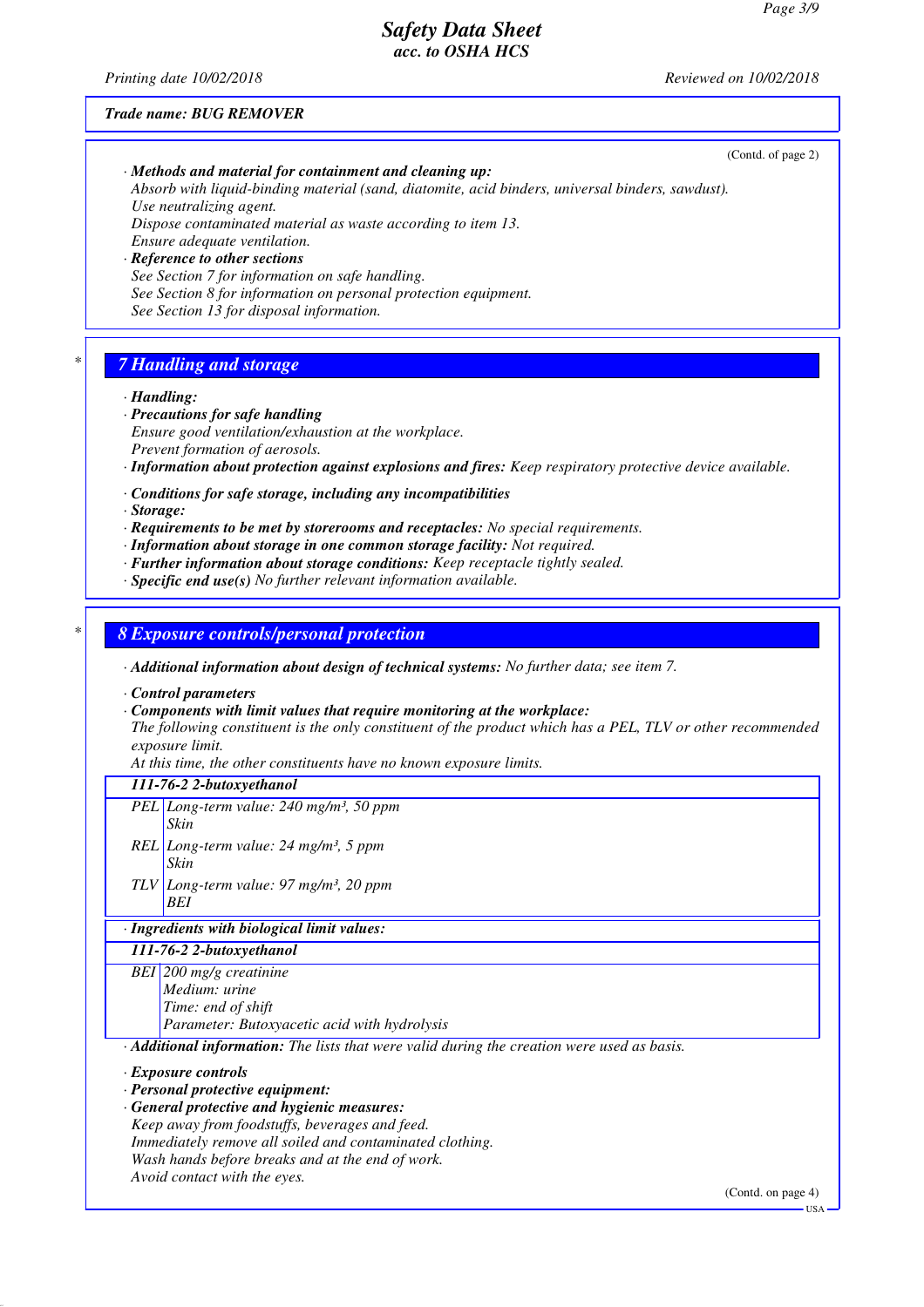Trade name: BUG REMOVER

(Contd. of page 2)

· **Methods and material for containment and cleaning up:**
Absorb with liquid-binding material (sand, diatomite, acid binders, universal binders, sawdust).
Use neutralizing agent.
Dispose contaminated material as waste according to item 13.
Ensure adequate ventilation.

· **Reference to other sections**
See Section 7 for information on safe handling.
See Section 8 for information on personal protection equipment.
See Section 13 for disposal information.

## 7 Handling and storage

· **Handling:**
· **Precautions for safe handling**
Ensure good ventilation/exhaustion at the workplace.
Prevent formation of aerosols.
· **Information about protection against explosions and fires:** Keep respiratory protective device available.

· **Conditions for safe storage, including any incompatibilities**
· **Storage:**
· **Requirements to be met by storerooms and receptacles:** No special requirements.
· **Information about storage in one common storage facility:** Not required.
· **Further information about storage conditions:** Keep receptacle tightly sealed.
· **Specific end use(s)** No further relevant information available.

## 8 Exposure controls/personal protection

· **Additional information about design of technical systems:** No further data; see item 7.

· **Control parameters**
· **Components with limit values that require monitoring at the workplace:**
The following constituent is the only constituent of the product which has a PEL, TLV or other recommended exposure limit.
At this time, the other constituents have no known exposure limits.

| **111-76-2 2-butoxyethanol** | |
|---|---|
| PEL | Long-term value: 240 mg/m³, 50 ppm<br>Skin |
| REL | Long-term value: 24 mg/m³, 5 ppm<br>Skin |
| TLV | Long-term value: 97 mg/m³, 20 ppm<br>BEI |

· **Ingredients with biological limit values:**

| **111-76-2 2-butoxyethanol** | |
|---|---|
| BEI | 200 mg/g creatinine<br>Medium: urine<br>Time: end of shift<br>Parameter: Butoxyacetic acid with hydrolysis |

· **Additional information:** The lists that were valid during the creation were used as basis.

· **Exposure controls**
· **Personal protective equipment:**
· **General protective and hygienic measures:**
Keep away from foodstuffs, beverages and feed.
Immediately remove all soiled and contaminated clothing.
Wash hands before breaks and at the end of work.
Avoid contact with the eyes.

(Contd. on page 4)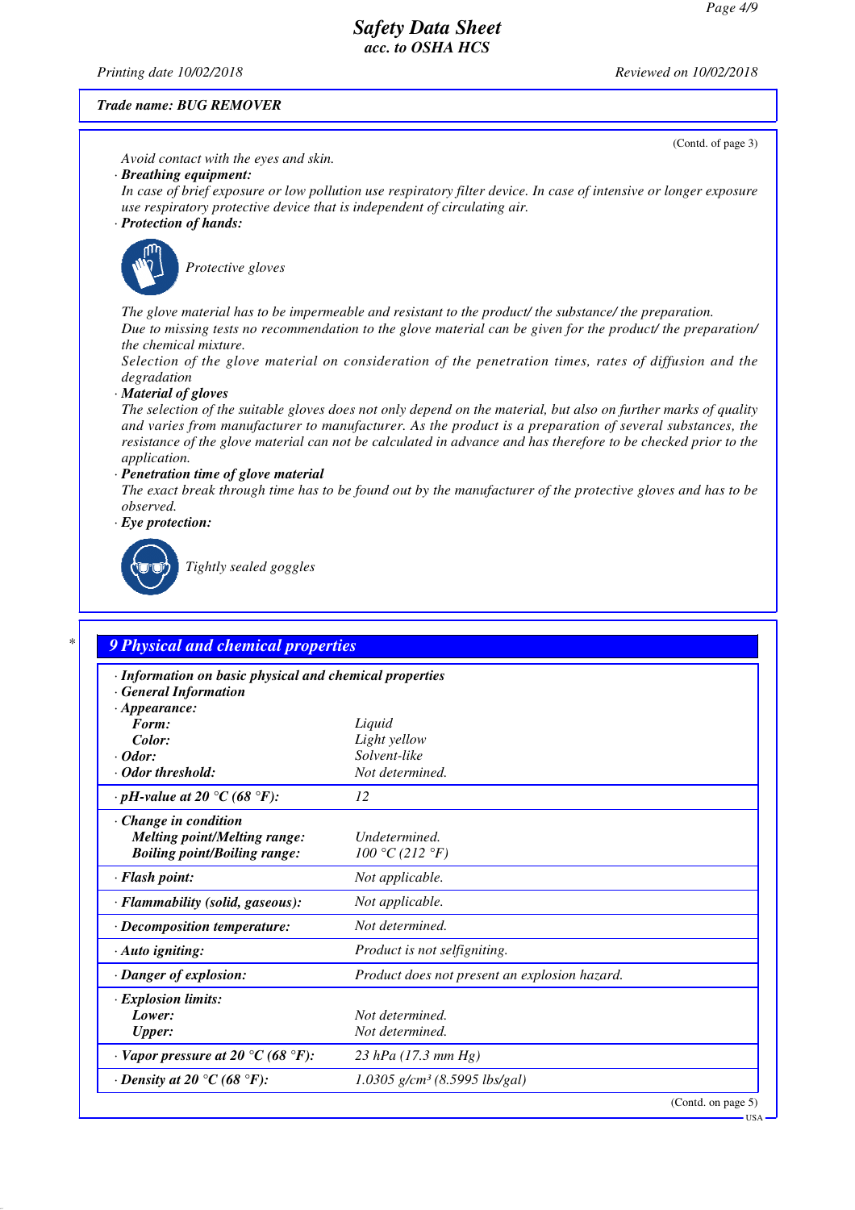Trade name: BUG REMOVER

(Contd. of page 3)

Avoid contact with the eyes and skin.

· **Breathing equipment:**

In case of brief exposure or low pollution use respiratory filter device. In case of intensive or longer exposure use respiratory protective device that is independent of circulating air.

· **Protection of hands:**

Protective gloves

The glove material has to be impermeable and resistant to the product/ the substance/ the preparation.

Due to missing tests no recommendation to the glove material can be given for the product/ the preparation/ the chemical mixture.

Selection of the glove material on consideration of the penetration times, rates of diffusion and the degradation

· **Material of gloves**

The selection of the suitable gloves does not only depend on the material, but also on further marks of quality and varies from manufacturer to manufacturer. As the product is a preparation of several substances, the resistance of the glove material can not be calculated in advance and has therefore to be checked prior to the application.

· **Penetration time of glove material**

The exact break through time has to be found out by the manufacturer of the protective gloves and has to be observed.

· **Eye protection:**

Tightly sealed goggles

## 9 Physical and chemical properties

· **Information on basic physical and chemical properties**

· **General Information**

| Property | Value |
|---|---|
| · **Appearance:** | |
| **Form:** | Liquid |
| **Color:** | Light yellow |
| · **Odor:** | Solvent-like |
| · **Odor threshold:** | Not determined. |
| · **pH-value at 20 °C (68 °F):** | 12 |
| · **Change in condition** | |
| **Melting point/Melting range:** | Undetermined. |
| **Boiling point/Boiling range:** | 100 °C (212 °F) |
| · **Flash point:** | Not applicable. |
| · **Flammability (solid, gaseous):** | Not applicable. |
| · **Decomposition temperature:** | Not determined. |
| · **Auto igniting:** | Product is not selfigniting. |
| · **Danger of explosion:** | Product does not present an explosion hazard. |
| · **Explosion limits:** | |
| **Lower:** | Not determined. |
| **Upper:** | Not determined. |
| · **Vapor pressure at 20 °C (68 °F):** | 23 hPa (17.3 mm Hg) |
| · **Density at 20 °C (68 °F):** | 1.0305 g/cm³ (8.5995 lbs/gal) |

(Contd. on page 5)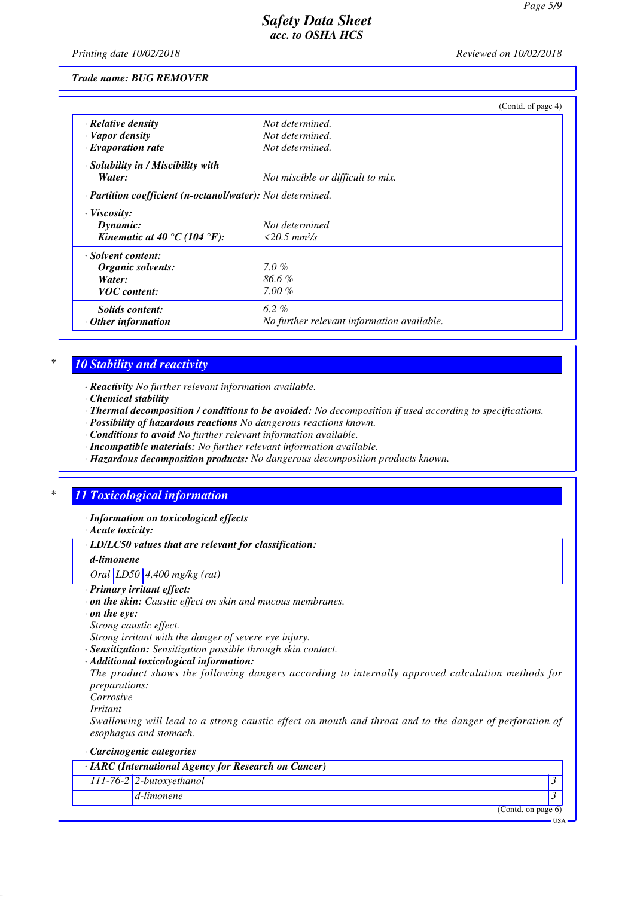Trade name: BUG REMOVER

(Contd. of page 4)

| | |
|---|---|
| · **Relative density** | Not determined. |
| · **Vapor density** | Not determined. |
| · **Evaporation rate** | Not determined. |
| · **Solubility in / Miscibility with** | |
| **Water:** | Not miscible or difficult to mix. |
| · **Partition coefficient (n-octanol/water):** | Not determined. |
| · **Viscosity:** | |
| **Dynamic:** | Not determined |
| **Kinematic at 40 °C (104 °F):** | <20.5 $mm^2/s$ |
| · **Solvent content:** | |
| **Organic solvents:** | 7.0 % |
| **Water:** | 86.6 % |
| **VOC content:** | 7.00 % |
| **Solids content:** | 6.2 % |
| · **Other information** | No further relevant information available. |

## * 10 Stability and reactivity

· **Reactivity** No further relevant information available.
· **Chemical stability**
· **Thermal decomposition / conditions to be avoided:** No decomposition if used according to specifications.
· **Possibility of hazardous reactions** No dangerous reactions known.
· **Conditions to avoid** No further relevant information available.
· **Incompatible materials:** No further relevant information available.
· **Hazardous decomposition products:** No dangerous decomposition products known.

## * 11 Toxicological information

· **Information on toxicological effects**
· **Acute toxicity:**

| · **LD/LC50 values that are relevant for classification:** | | |
|---|---|---|
| **d-limonene** | | |
| Oral | LD50 | 4,400 mg/kg (rat) |

· **Primary irritant effect:**
· **on the skin:** Caustic effect on skin and mucous membranes.
· **on the eye:**
Strong caustic effect.
Strong irritant with the danger of severe eye injury.
· **Sensitization:** Sensitization possible through skin contact.
· **Additional toxicological information:**
The product shows the following dangers according to internally approved calculation methods for preparations:
Corrosive
Irritant
Swallowing will lead to a strong caustic effect on mouth and throat and to the danger of perforation of esophagus and stomach.

· **Carcinogenic categories**

| · **IARC (International Agency for Research on Cancer)** | | |
|---|---|---|
| 111-76-2 | 2-butoxyethanol | 3 |
| | d-limonene | 3 |

(Contd. on page 6)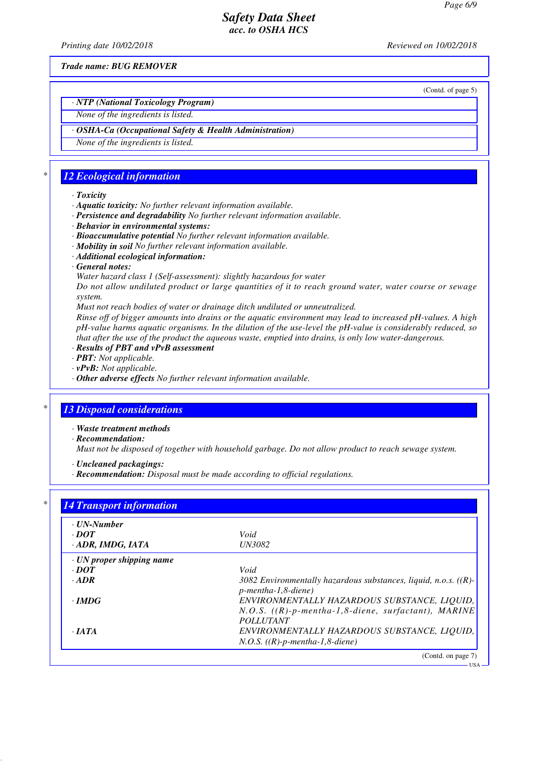Trade name: BUG REMOVER

(Contd. of page 5)

· **NTP (National Toxicology Program)**

None of the ingredients is listed.

· **OSHA-Ca (Occupational Safety & Health Administration)**

None of the ingredients is listed.

## 12 Ecological information

· **Toxicity**
· **Aquatic toxicity:** No further relevant information available.
· **Persistence and degradability** No further relevant information available.
· **Behavior in environmental systems:**
· **Bioaccumulative potential** No further relevant information available.
· **Mobility in soil** No further relevant information available.
· **Additional ecological information:**
· **General notes:**

Water hazard class 1 (Self-assessment): slightly hazardous for water

Do not allow undiluted product or large quantities of it to reach ground water, water course or sewage system.

Must not reach bodies of water or drainage ditch undiluted or unneutralized.

Rinse off of bigger amounts into drains or the aquatic environment may lead to increased pH-values. A high pH-value harms aquatic organisms. In the dilution of the use-level the pH-value is considerably reduced, so that after the use of the product the aqueous waste, emptied into drains, is only low water-dangerous.

· **Results of PBT and vPvB assessment**
· **PBT:** Not applicable.
· **vPvB:** Not applicable.
· **Other adverse effects** No further relevant information available.

## 13 Disposal considerations

· **Waste treatment methods**
· **Recommendation:**

Must not be disposed of together with household garbage. Do not allow product to reach sewage system.

· **Uncleaned packagings:**
· **Recommendation:** Disposal must be made according to official regulations.

## 14 Transport information

| · **UN-Number** | |
|---|---|
| · **DOT** | Void |
| · **ADR, IMDG, IATA** | UN3082 |
| · **UN proper shipping name** | |
| · **DOT** | Void |
| · **ADR** | 3082 Environmentally hazardous substances, liquid, n.o.s. ((R)-p-mentha-1,8-diene) |
| · **IMDG** | ENVIRONMENTALLY HAZARDOUS SUBSTANCE, LIQUID, N.O.S. ((R)-p-mentha-1,8-diene, surfactant), MARINE POLLUTANT |
| · **IATA** | ENVIRONMENTALLY HAZARDOUS SUBSTANCE, LIQUID, N.O.S. ((R)-p-mentha-1,8-diene) |

(Contd. on page 7)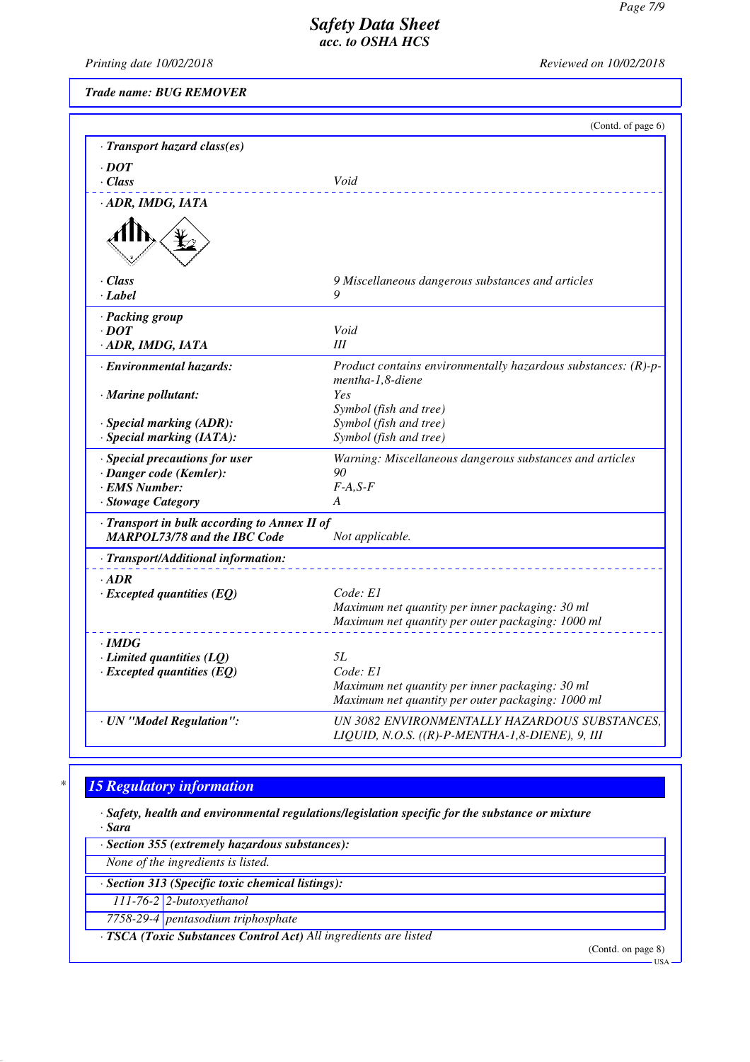Trade name: BUG REMOVER

(Contd. of page 6)

· **Transport hazard class(es)**

· **DOT**
· **Class** — Void

· **ADR, IMDG, IATA**

· **Class** — 9 Miscellaneous dangerous substances and articles
· **Label** — 9

· **Packing group**
· **DOT** — Void
· **ADR, IMDG, IATA** — III

· **Environmental hazards:** — Product contains environmentally hazardous substances: (R)-p-mentha-1,8-diene
· **Marine pollutant:** — Yes
Symbol (fish and tree)
· **Special marking (ADR):** — Symbol (fish and tree)
· **Special marking (IATA):** — Symbol (fish and tree)

· **Special precautions for user** — Warning: Miscellaneous dangerous substances and articles
· **Danger code (Kemler):** — 90
· **EMS Number:** — F-A,S-F
· **Stowage Category** — A

· **Transport in bulk according to Annex II of MARPOL73/78 and the IBC Code** — Not applicable.

· **Transport/Additional information:**

· **ADR**
· **Excepted quantities (EQ)** — Code: E1
Maximum net quantity per inner packaging: 30 ml
Maximum net quantity per outer packaging: 1000 ml

· **IMDG**
· **Limited quantities (LQ)** — 5L
· **Excepted quantities (EQ)** — Code: E1
Maximum net quantity per inner packaging: 30 ml
Maximum net quantity per outer packaging: 1000 ml

· **UN "Model Regulation":** — UN 3082 ENVIRONMENTALLY HAZARDOUS SUBSTANCES, LIQUID, N.O.S. ((R)-P-MENTHA-1,8-DIENE), 9, III

## 15 Regulatory information

· **Safety, health and environmental regulations/legislation specific for the substance or mixture**
· **Sara**

· **Section 355 (extremely hazardous substances):**
None of the ingredients is listed.

· **Section 313 (Specific toxic chemical listings):**

| | |
|---|---|
| 111-76-2 | 2-butoxyethanol |
| 7758-29-4 | pentasodium triphosphate |

· **TSCA (Toxic Substances Control Act)** All ingredients are listed

(Contd. on page 8)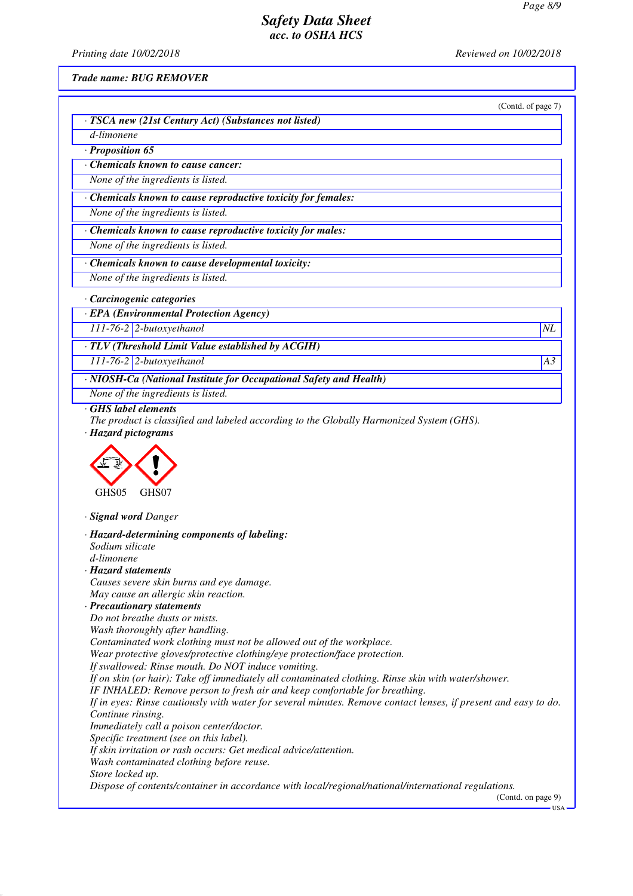Trade name: BUG REMOVER

(Contd. of page 7)

**· TSCA new (21st Century Act) (Substances not listed)**

d-limonene

**· Proposition 65**

**· Chemicals known to cause cancer:**

None of the ingredients is listed.

**· Chemicals known to cause reproductive toxicity for females:**

None of the ingredients is listed.

**· Chemicals known to cause reproductive toxicity for males:**

None of the ingredients is listed.

**· Chemicals known to cause developmental toxicity:**

None of the ingredients is listed.

**· Carcinogenic categories**

**· EPA (Environmental Protection Agency)**

| 111-76-2 | 2-butoxyethanol | NL |
|---|---|---|

**· TLV (Threshold Limit Value established by ACGIH)**

| 111-76-2 | 2-butoxyethanol | A3 |
|---|---|---|

**· NIOSH-Ca (National Institute for Occupational Safety and Health)**

None of the ingredients is listed.

**· GHS label elements**

The product is classified and labeled according to the Globally Harmonized System (GHS).

**· Hazard pictograms**

GHS05 GHS07

**· Signal word** Danger

**· Hazard-determining components of labeling:**

Sodium silicate
d-limonene

**· Hazard statements**

Causes severe skin burns and eye damage.
May cause an allergic skin reaction.

**· Precautionary statements**

Do not breathe dusts or mists.
Wash thoroughly after handling.
Contaminated work clothing must not be allowed out of the workplace.
Wear protective gloves/protective clothing/eye protection/face protection.
If swallowed: Rinse mouth. Do NOT induce vomiting.
If on skin (or hair): Take off immediately all contaminated clothing. Rinse skin with water/shower.
IF INHALED: Remove person to fresh air and keep comfortable for breathing.
If in eyes: Rinse cautiously with water for several minutes. Remove contact lenses, if present and easy to do. Continue rinsing.
Immediately call a poison center/doctor.
Specific treatment (see on this label).
If skin irritation or rash occurs: Get medical advice/attention.
Wash contaminated clothing before reuse.
Store locked up.
Dispose of contents/container in accordance with local/regional/national/international regulations.

(Contd. on page 9)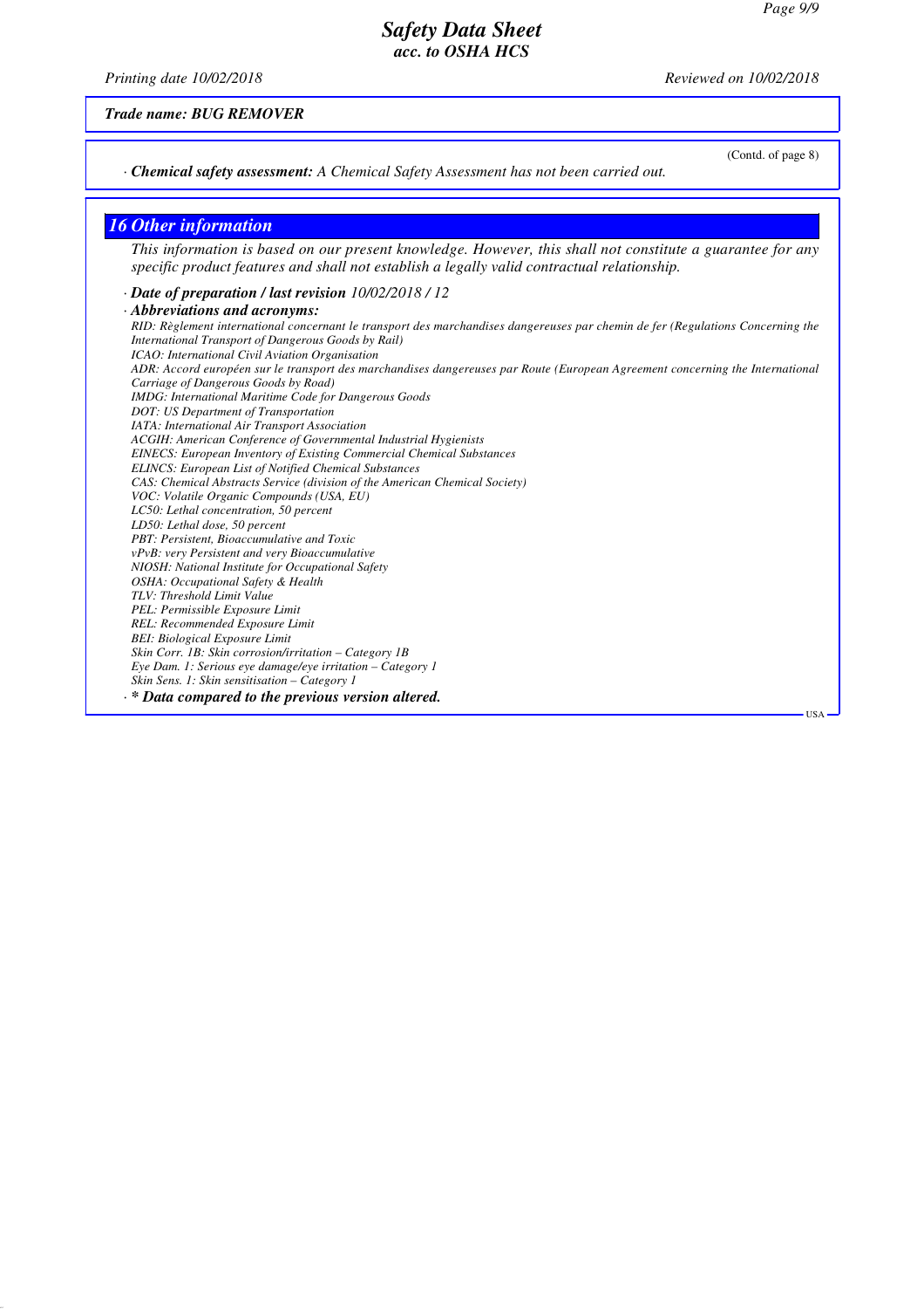*Trade name: BUG REMOVER*

(Contd. of page 8)

· ***Chemical safety assessment:*** *A Chemical Safety Assessment has not been carried out.*

## *16 Other information*

*This information is based on our present knowledge. However, this shall not constitute a guarantee for any specific product features and shall not establish a legally valid contractual relationship.*

· ***Date of preparation / last revision*** *10/02/2018 / 12*

· ***Abbreviations and acronyms:***

*RID: Règlement international concernant le transport des marchandises dangereuses par chemin de fer (Regulations Concerning the International Transport of Dangerous Goods by Rail)*
*ICAO: International Civil Aviation Organisation*
*ADR: Accord européen sur le transport des marchandises dangereuses par Route (European Agreement concerning the International Carriage of Dangerous Goods by Road)*
*IMDG: International Maritime Code for Dangerous Goods*
*DOT: US Department of Transportation*
*IATA: International Air Transport Association*
*ACGIH: American Conference of Governmental Industrial Hygienists*
*EINECS: European Inventory of Existing Commercial Chemical Substances*
*ELINCS: European List of Notified Chemical Substances*
*CAS: Chemical Abstracts Service (division of the American Chemical Society)*
*VOC: Volatile Organic Compounds (USA, EU)*
*LC50: Lethal concentration, 50 percent*
*LD50: Lethal dose, 50 percent*
*PBT: Persistent, Bioaccumulative and Toxic*
*vPvB: very Persistent and very Bioaccumulative*
*NIOSH: National Institute for Occupational Safety*
*OSHA: Occupational Safety & Health*
*TLV: Threshold Limit Value*
*PEL: Permissible Exposure Limit*
*REL: Recommended Exposure Limit*
*BEI: Biological Exposure Limit*
*Skin Corr. 1B: Skin corrosion/irritation – Category 1B*
*Eye Dam. 1: Serious eye damage/eye irritation – Category 1*
*Skin Sens. 1: Skin sensitisation – Category 1*

· ***\* Data compared to the previous version altered.***

USA